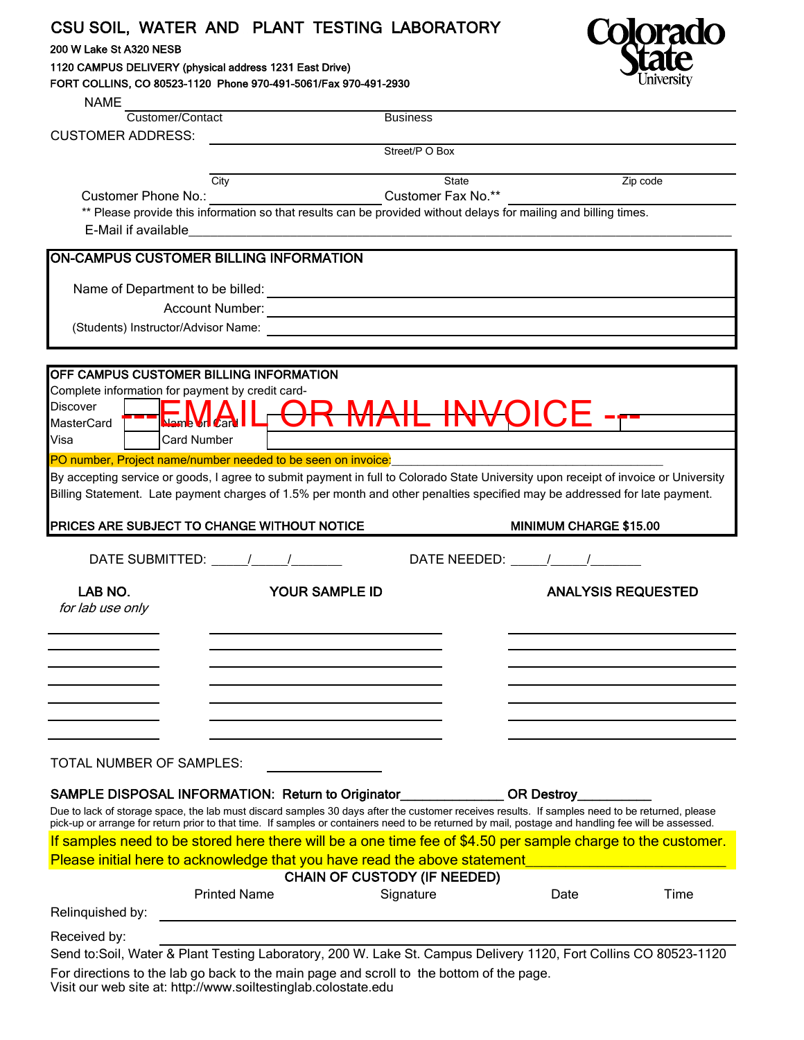# CSU SOIL, WATER AND PLANT TESTING LABORATORY

**200 W Lake St A320 NESB**
**1120 CAMPUS DELIVERY (physical address 1231 East Drive)**
**FORT COLLINS, CO 80523-1120 Phone 970-491-5061/Fax 970-491-2930**

Colorado State University

NAME ______________________________________________
Customer/Contact                    Business

CUSTOMER ADDRESS: ______________________________________________
Street/P O Box

______________________________________________
City                    State                    Zip code

Customer Phone No.: ____________________ Customer Fax No.** ____________________

** Please provide this information so that results can be provided without delays for mailing and billing times.

E-Mail if available______________________________________________

## ON-CAMPUS CUSTOMER BILLING INFORMATION

Name of Department to be billed: ______________________________

Account Number: ______________________________

(Students) Instructor/Advisor Name: ______________________________

## OFF CAMPUS CUSTOMER BILLING INFORMATION

Complete information for payment by credit card-

Discover [ ]
MasterCard [ ] Name on Card ______________________________
Visa [ ] Card Number ______________________________

---EMAIL OR MAIL INVOICE ---

PO number, Project name/number needed to be seen on invoice:______________________________

By accepting service or goods, I agree to submit payment in full to Colorado State University upon receipt of invoice or University Billing Statement. Late payment charges of 1.5% per month and other penalties specified may be addressed for late payment.

**PRICES ARE SUBJECT TO CHANGE WITHOUT NOTICE** **MINIMUM CHARGE $15.00**

DATE SUBMITTED: _____/_____/_______ DATE NEEDED: _____/_____/_______

| LAB NO. *for lab use only* | YOUR SAMPLE ID | ANALYSIS REQUESTED |
|---|---|---|
| | | |
| | | |
| | | |
| | | |
| | | |
| | | |

TOTAL NUMBER OF SAMPLES: ____________

**SAMPLE DISPOSAL INFORMATION: Return to Originator______________ OR Destroy__________**

Due to lack of storage space, the lab must discard samples 30 days after the customer receives results. If samples need to be returned, please pick-up or arrange for return prior to that time. If samples or containers need to be returned by mail, postage and handling fee will be assessed.

If samples need to be stored here there will be a one time fee of $4.50 per sample charge to the customer. Please initial here to acknowledge that you have read the above statement________________________

## CHAIN OF CUSTODY (IF NEEDED)

| | Printed Name | Signature | Date | Time |
|---|---|---|---|---|
| Relinquished by: | | | | |
| Received by: | | | | |

Send to:Soil, Water & Plant Testing Laboratory, 200 W. Lake St. Campus Delivery 1120, Fort Collins CO 80523-1120

For directions to the lab go back to the main page and scroll to the bottom of the page.
Visit our web site at: http://www.soiltestinglab.colostate.edu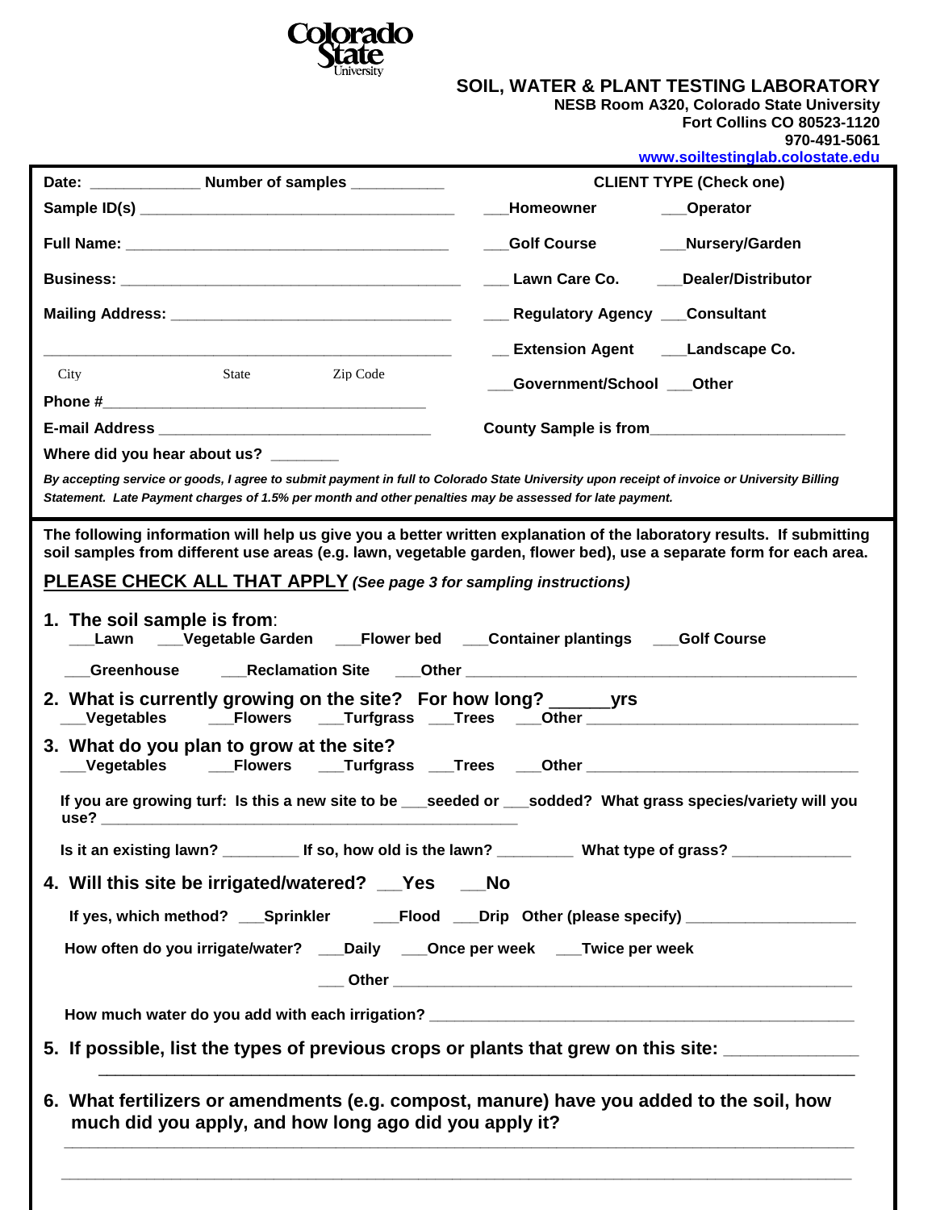Colorado State University

## SOIL, WATER & PLANT TESTING LABORATORY

**NESB Room A320, Colorado State University**
**Fort Collins CO 80523-1120**
**970-491-5061**
**www.soiltestinglab.colostate.edu**

**Date:** _____________ **Number of samples** ___________

**Sample ID(s)** ______________________________________

**Full Name:** ________________________________________

**Business:** _________________________________________

**Mailing Address:** ___________________________________

_______________________________________________________

City State Zip Code

**Phone #**__________________________________________

**E-mail Address** _________________________________

**Where did you hear about us?** ________

**CLIENT TYPE (Check one)**

___Homeowner ___Operator

___Golf Course ___Nursery/Garden

___ Lawn Care Co. ___Dealer/Distributor

___ Regulatory Agency ___Consultant

__ Extension Agent ___Landscape Co.

___Government/School ___Other

**County Sample is from**______________________

***By accepting service or goods, I agree to submit payment in full to Colorado State University upon receipt of invoice or University Billing Statement. Late Payment charges of 1.5% per month and other penalties may be assessed for late payment.***

**The following information will help us give you a better written explanation of the laboratory results. If submitting soil samples from different use areas (e.g. lawn, vegetable garden, flower bed), use a separate form for each area.**

**PLEASE CHECK ALL THAT APPLY** ***(See page 3 for sampling instructions)***

**1. The soil sample is from:**

___Lawn ___Vegetable Garden ___Flower bed ___Container plantings ___Golf Course

___Greenhouse ___Reclamation Site ___Other _______________________________________________

**2. What is currently growing on the site? For how long?** ______**yrs**

___Vegetables ___Flowers ___Turfgrass ___Trees ___Other _________________________________

**3. What do you plan to grow at the site?**

___Vegetables ___Flowers ___Turfgrass ___Trees ___Other _________________________________

**If you are growing turf: Is this a new site to be ___seeded or ___sodded? What grass species/variety will you use?** _________________________________________________

**Is it an existing lawn?** _________ **If so, how old is the lawn?** _________ **What type of grass?** ______________

**4. Will this site be irrigated/watered? __Yes __No**

**If yes, which method? ___Sprinkler ___Flood ___Drip Other (please specify)** ____________________

**How often do you irrigate/water? ___Daily ___Once per week ___Twice per week**

**___ Other** ____________________________________________________________

**How much water do you add with each irrigation?** ______________________________________________

**5. If possible, list the types of previous crops or plants that grew on this site:** ______________

_______________________________________________________________________________

**6. What fertilizers or amendments (e.g. compost, manure) have you added to the soil, how much did you apply, and how long ago did you apply it?**

_______________________________________________________________________________

_______________________________________________________________________________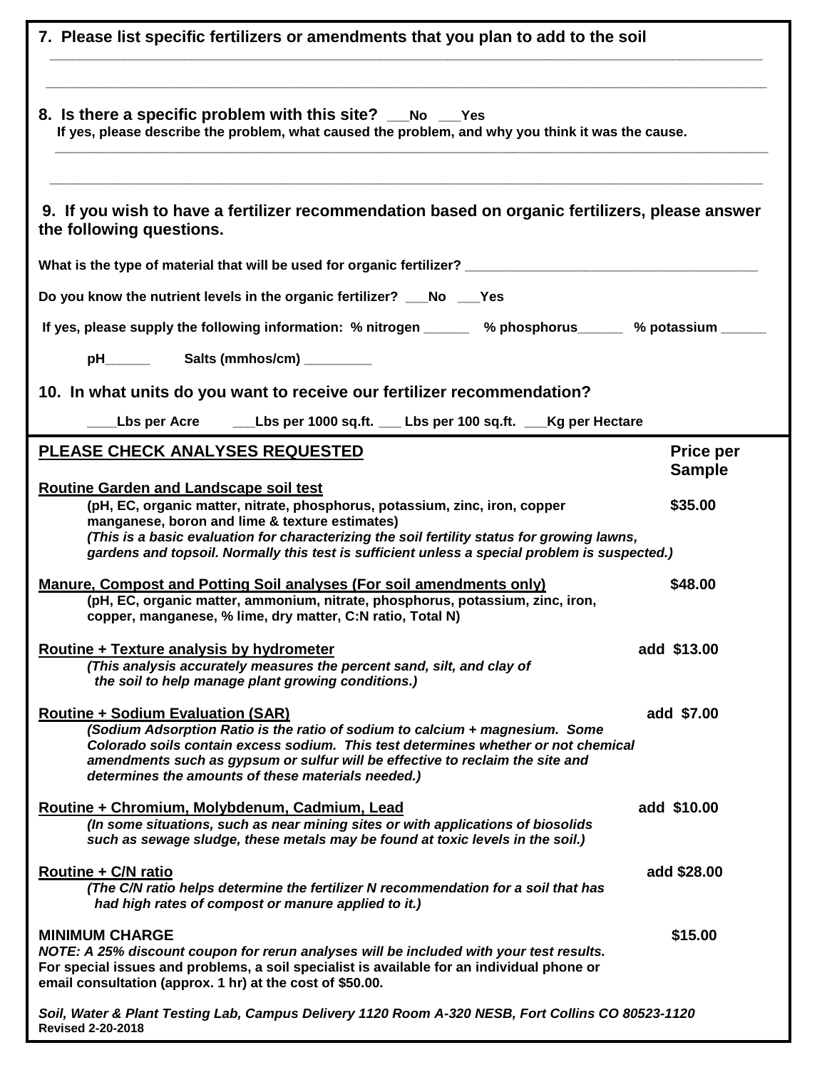**7. Please list specific fertilizers or amendments that you plan to add to the soil**

______________________________________________________________________________

______________________________________________________________________________

**8. Is there a specific problem with this site?** ___No ___Yes

**If yes, please describe the problem, what caused the problem, and why you think it was the cause.**

______________________________________________________________________________

______________________________________________________________________________

**9. If you wish to have a fertilizer recommendation based on organic fertilizers, please answer the following questions.**

**What is the type of material that will be used for organic fertilizer?** ______________________________________

**Do you know the nutrient levels in the organic fertilizer?** ___No ___Yes

**If yes, please supply the following information: % nitrogen ______ % phosphorus______ % potassium ______**

**pH______ Salts (mmhos/cm) _________**

**10. In what units do you want to receive our fertilizer recommendation?**

____Lbs per Acre ___Lbs per 1000 sq.ft. ___ Lbs per 100 sq.ft. ___Kg per Hectare

| **PLEASE CHECK ANALYSES REQUESTED** | **Price per Sample** |
|---|---|
| **Routine Garden and Landscape soil test**<br>**(pH, EC, organic matter, nitrate, phosphorus, potassium, zinc, iron, copper manganese, boron and lime & texture estimates)**<br>***(This is a basic evaluation for characterizing the soil fertility status for growing lawns, gardens and topsoil. Normally this test is sufficient unless a special problem is suspected.)*** | **$35.00** |
| **Manure, Compost and Potting Soil analyses (For soil amendments only)**<br>**(pH, EC, organic matter, ammonium, nitrate, phosphorus, potassium, zinc, iron, copper, manganese, % lime, dry matter, C:N ratio, Total N)** | **$48.00** |
| **Routine + Texture analysis by hydrometer**<br>***(This analysis accurately measures the percent sand, silt, and clay of the soil to help manage plant growing conditions.)*** | **add $13.00** |
| **Routine + Sodium Evaluation (SAR)**<br>***(Sodium Adsorption Ratio is the ratio of sodium to calcium + magnesium. Some Colorado soils contain excess sodium. This test determines whether or not chemical amendments such as gypsum or sulfur will be effective to reclaim the site and determines the amounts of these materials needed.)*** | **add $7.00** |
| **Routine + Chromium, Molybdenum, Cadmium, Lead**<br>***(In some situations, such as near mining sites or with applications of biosolids such as sewage sludge, these metals may be found at toxic levels in the soil.)*** | **add $10.00** |
| **Routine + C/N ratio**<br>***(The C/N ratio helps determine the fertilizer N recommendation for a soil that has had high rates of compost or manure applied to it.)*** | **add $28.00** |
| **MINIMUM CHARGE** | **$15.00** |

***NOTE: A 25% discount coupon for rerun analyses will be included with your test results.***
**For special issues and problems, a soil specialist is available for an individual phone or email consultation (approx. 1 hr) at the cost of $50.00.**

***Soil, Water & Plant Testing Lab, Campus Delivery 1120 Room A-320 NESB, Fort Collins CO 80523-1120***
**Revised 2-20-2018**